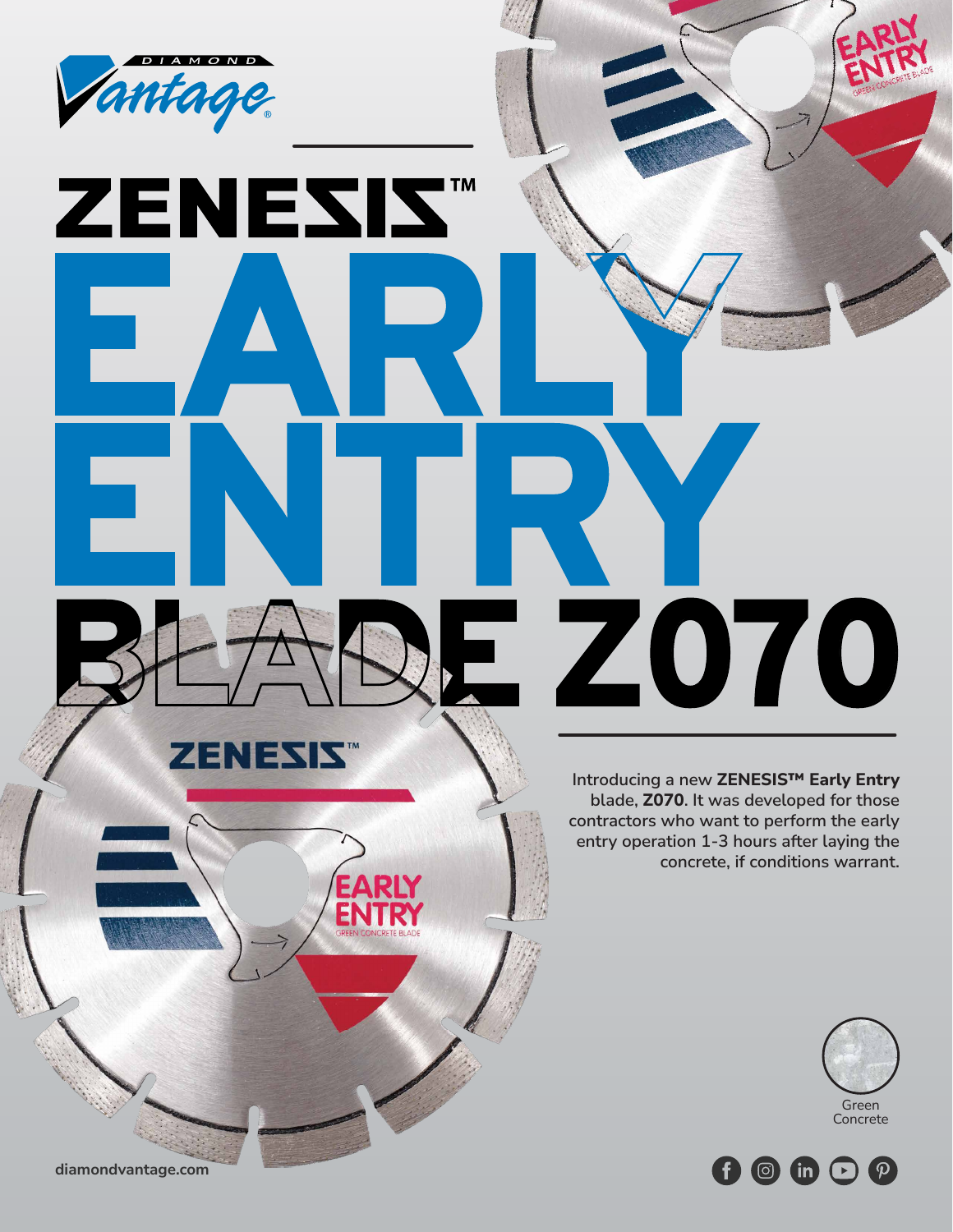# ZENESIS™ EARLY ENTRY BLADE Z070

Introducing a new **ZENESIS™ Early Entry** blade, **Z070.** It was developed for those contractors who want to perform the early entry operation 1-3 hours after laying the concrete, if conditions warrant.

Green Concrete

diamondvantage.com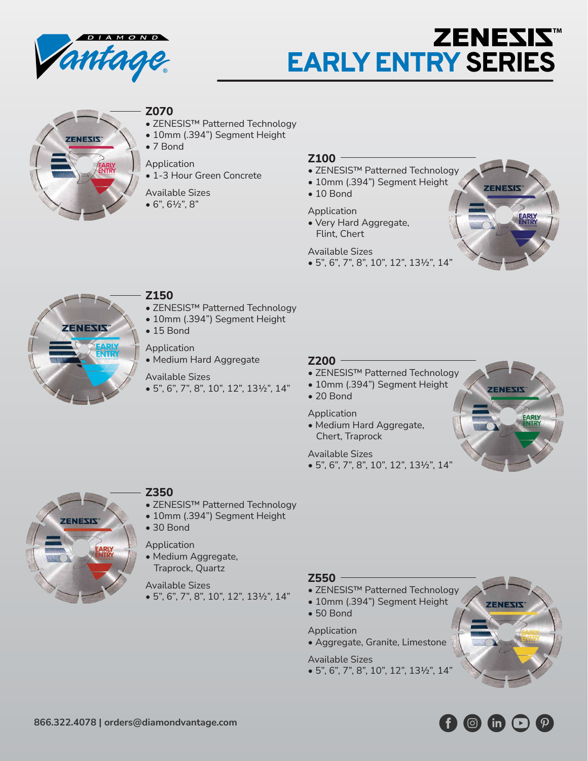# ZENESIS™ EARLY ENTRY SERIES

### Z070

- ZENESIS™ Patterned Technology
- 10mm (.394") Segment Height
- 7 Bond

Application

- 1-3 Hour Green Concrete

Available Sizes

- 6", 6½", 8"

### Z100

- ZENESIS™ Patterned Technology
- 10mm (.394") Segment Height
- 10 Bond

Application

- Very Hard Aggregate, Flint, Chert

Available Sizes

- 5", 6", 7", 8", 10", 12", 13½", 14"

### Z150

- ZENESIS™ Patterned Technology
- 10mm (.394") Segment Height
- 15 Bond

Application

- Medium Hard Aggregate

Available Sizes

- 5", 6", 7", 8", 10", 12", 13½", 14"

### Z200

- ZENESIS™ Patterned Technology
- 10mm (.394") Segment Height
- 20 Bond

Application

- Medium Hard Aggregate, Chert, Traprock

Available Sizes

- 5", 6", 7", 8", 10", 12", 13½", 14"

### Z350

- ZENESIS™ Patterned Technology
- 10mm (.394") Segment Height
- 30 Bond

Application

- Medium Aggregate, Traprock, Quartz

Available Sizes

- 5", 6", 7", 8", 10", 12", 13½", 14"

### Z550

- ZENESIS™ Patterned Technology
- 10mm (.394") Segment Height
- 50 Bond

Application

- Aggregate, Granite, Limestone

Available Sizes

- 5", 6", 7", 8", 10", 12", 13½", 14"

**866.322.4078 | orders@diamondvantage.com**